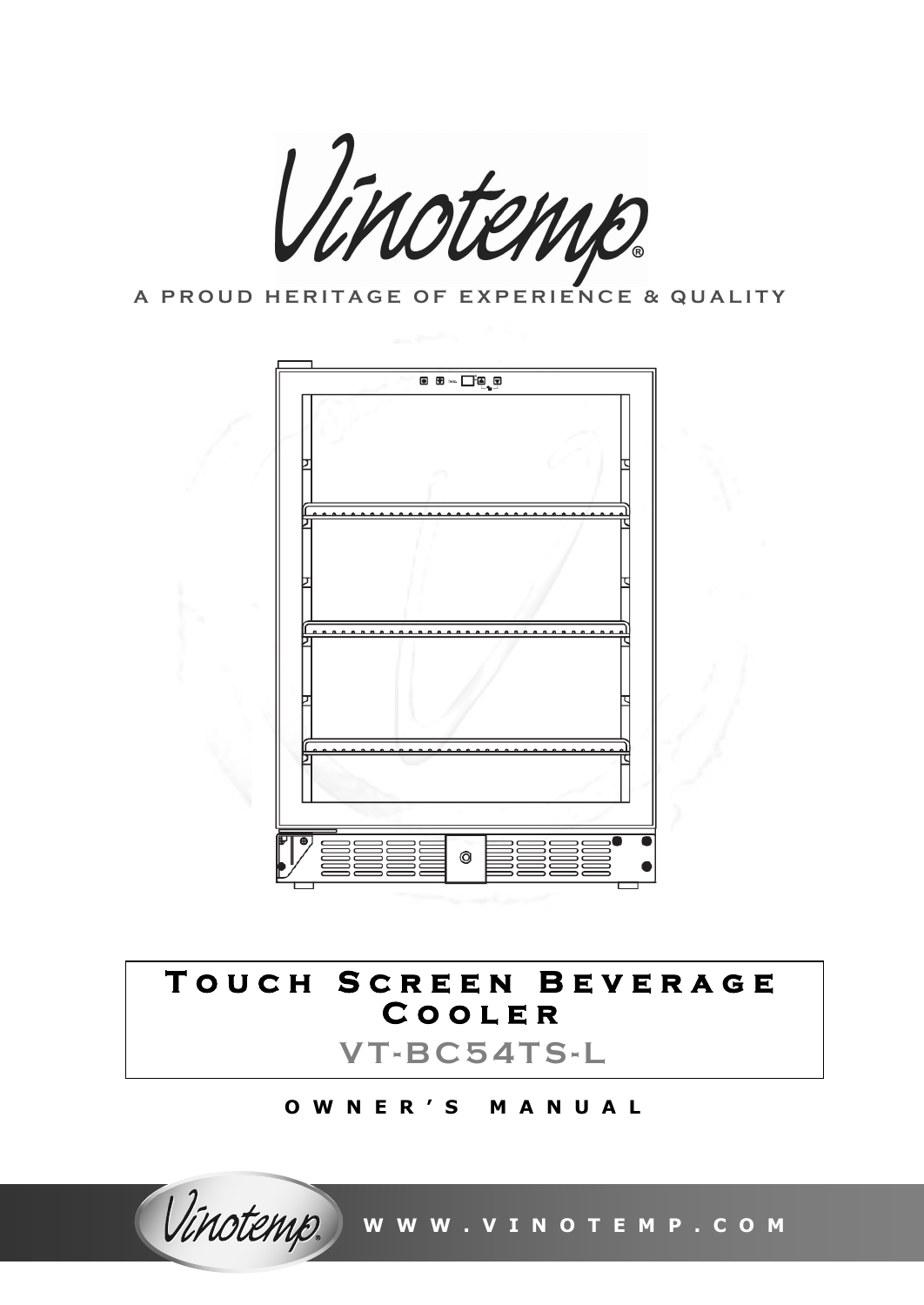# Vinotemp®

A PROUD HERITAGE OF EXPERIENCE & QUALITY

## Touch Screen Beverage Cooler

## VT-BC54TS-L

OWNER'S MANUAL

WWW.VINOTEMP.COM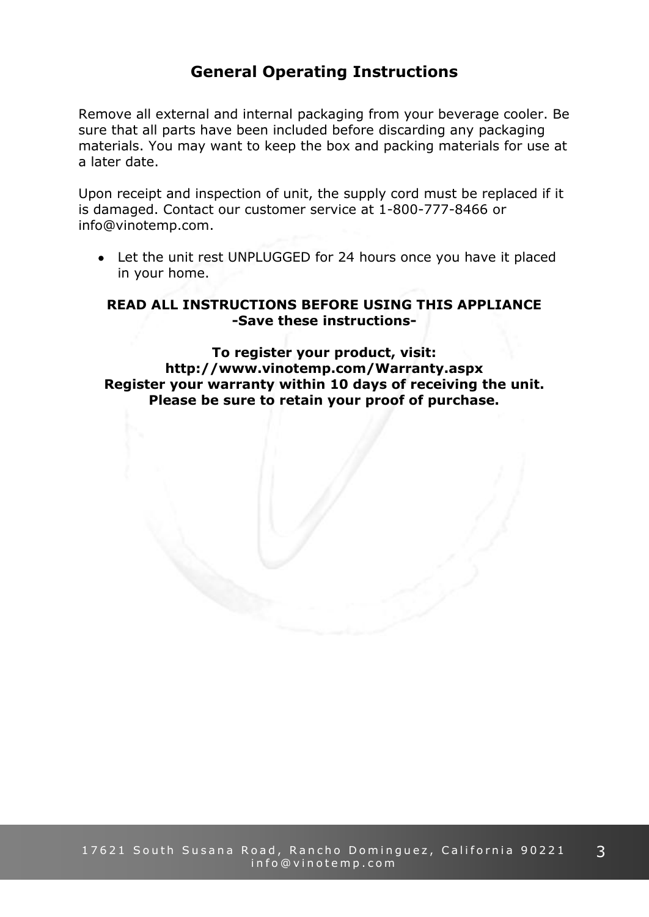## General Operating Instructions

Remove all external and internal packaging from your beverage cooler. Be sure that all parts have been included before discarding any packaging materials. You may want to keep the box and packing materials for use at a later date.

Upon receipt and inspection of unit, the supply cord must be replaced if it is damaged. Contact our customer service at 1-800-777-8466 or info@vinotemp.com.

- Let the unit rest UNPLUGGED for 24 hours once you have it placed in your home.

**READ ALL INSTRUCTIONS BEFORE USING THIS APPLIANCE**
**-Save these instructions-**

**To register your product, visit:**
**http://www.vinotemp.com/Warranty.aspx**
**Register your warranty within 10 days of receiving the unit.**
**Please be sure to retain your proof of purchase.**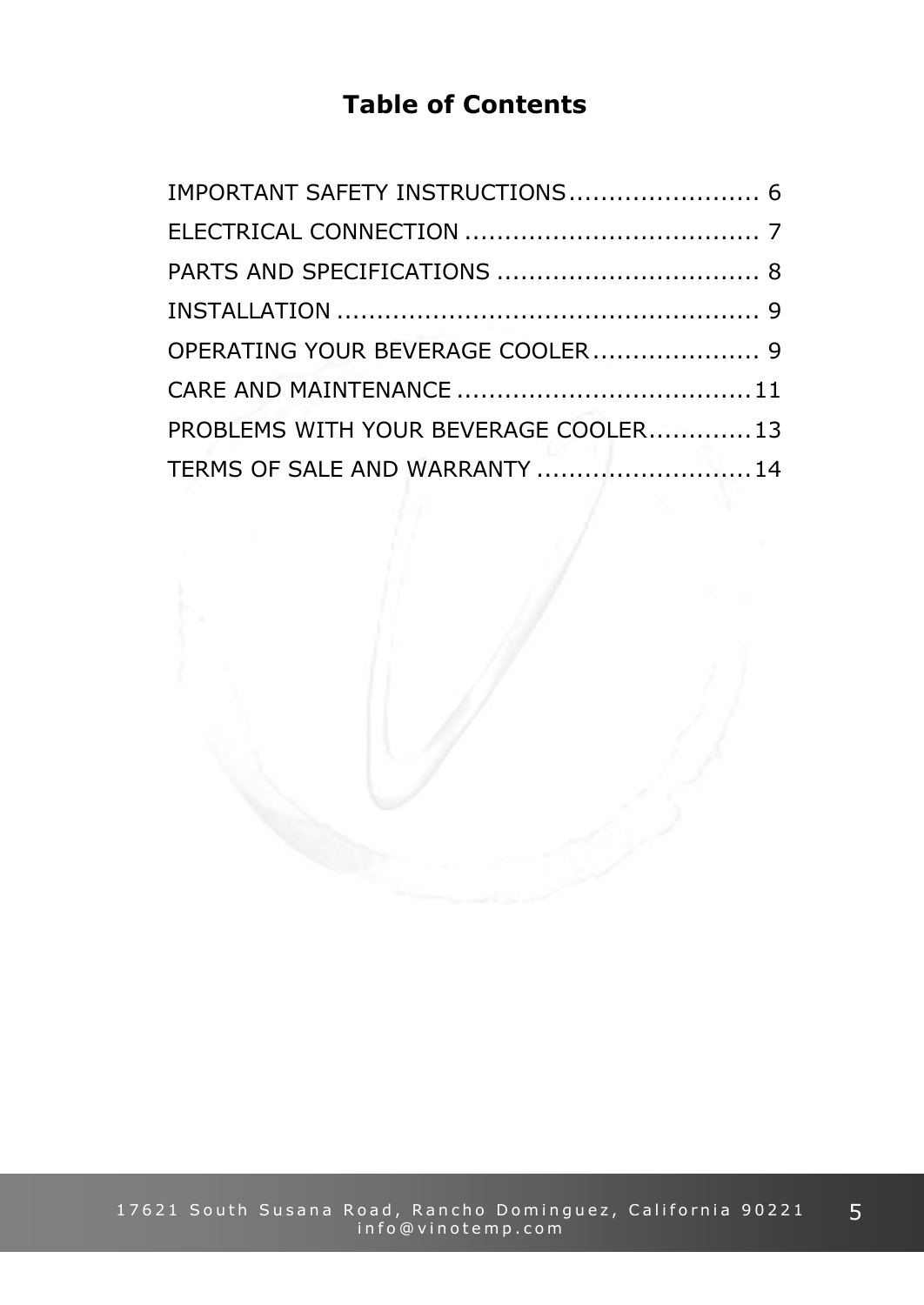# Table of Contents

IMPORTANT SAFETY INSTRUCTIONS........................ 6

ELECTRICAL CONNECTION ..................................... 7

PARTS AND SPECIFICATIONS ................................. 8

INSTALLATION ..................................................... 9

OPERATING YOUR BEVERAGE COOLER ..................... 9

CARE AND MAINTENANCE .....................................11

PROBLEMS WITH YOUR BEVERAGE COOLER.............13

TERMS OF SALE AND WARRANTY ...........................14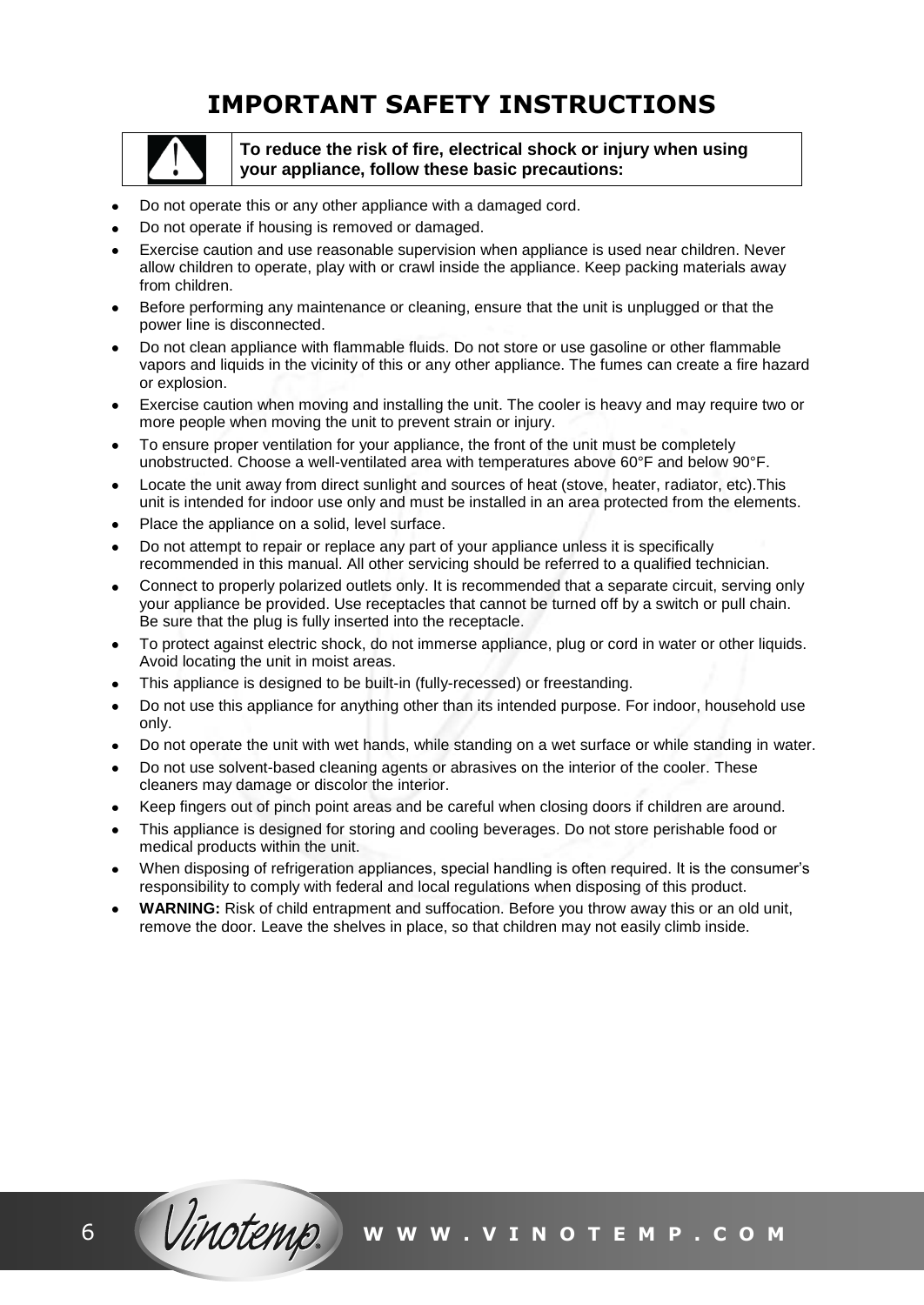# IMPORTANT SAFETY INSTRUCTIONS

**To reduce the risk of fire, electrical shock or injury when using your appliance, follow these basic precautions:**

- Do not operate this or any other appliance with a damaged cord.
- Do not operate if housing is removed or damaged.
- Exercise caution and use reasonable supervision when appliance is used near children. Never allow children to operate, play with or crawl inside the appliance. Keep packing materials away from children.
- Before performing any maintenance or cleaning, ensure that the unit is unplugged or that the power line is disconnected.
- Do not clean appliance with flammable fluids. Do not store or use gasoline or other flammable vapors and liquids in the vicinity of this or any other appliance. The fumes can create a fire hazard or explosion.
- Exercise caution when moving and installing the unit. The cooler is heavy and may require two or more people when moving the unit to prevent strain or injury.
- To ensure proper ventilation for your appliance, the front of the unit must be completely unobstructed. Choose a well-ventilated area with temperatures above 60°F and below 90°F.
- Locate the unit away from direct sunlight and sources of heat (stove, heater, radiator, etc).This unit is intended for indoor use only and must be installed in an area protected from the elements.
- Place the appliance on a solid, level surface.
- Do not attempt to repair or replace any part of your appliance unless it is specifically recommended in this manual. All other servicing should be referred to a qualified technician.
- Connect to properly polarized outlets only. It is recommended that a separate circuit, serving only your appliance be provided. Use receptacles that cannot be turned off by a switch or pull chain. Be sure that the plug is fully inserted into the receptacle.
- To protect against electric shock, do not immerse appliance, plug or cord in water or other liquids. Avoid locating the unit in moist areas.
- This appliance is designed to be built-in (fully-recessed) or freestanding.
- Do not use this appliance for anything other than its intended purpose. For indoor, household use only.
- Do not operate the unit with wet hands, while standing on a wet surface or while standing in water.
- Do not use solvent-based cleaning agents or abrasives on the interior of the cooler. These cleaners may damage or discolor the interior.
- Keep fingers out of pinch point areas and be careful when closing doors if children are around.
- This appliance is designed for storing and cooling beverages. Do not store perishable food or medical products within the unit.
- When disposing of refrigeration appliances, special handling is often required. It is the consumer's responsibility to comply with federal and local regulations when disposing of this product.
- **WARNING:** Risk of child entrapment and suffocation. Before you throw away this or an old unit, remove the door. Leave the shelves in place, so that children may not easily climb inside.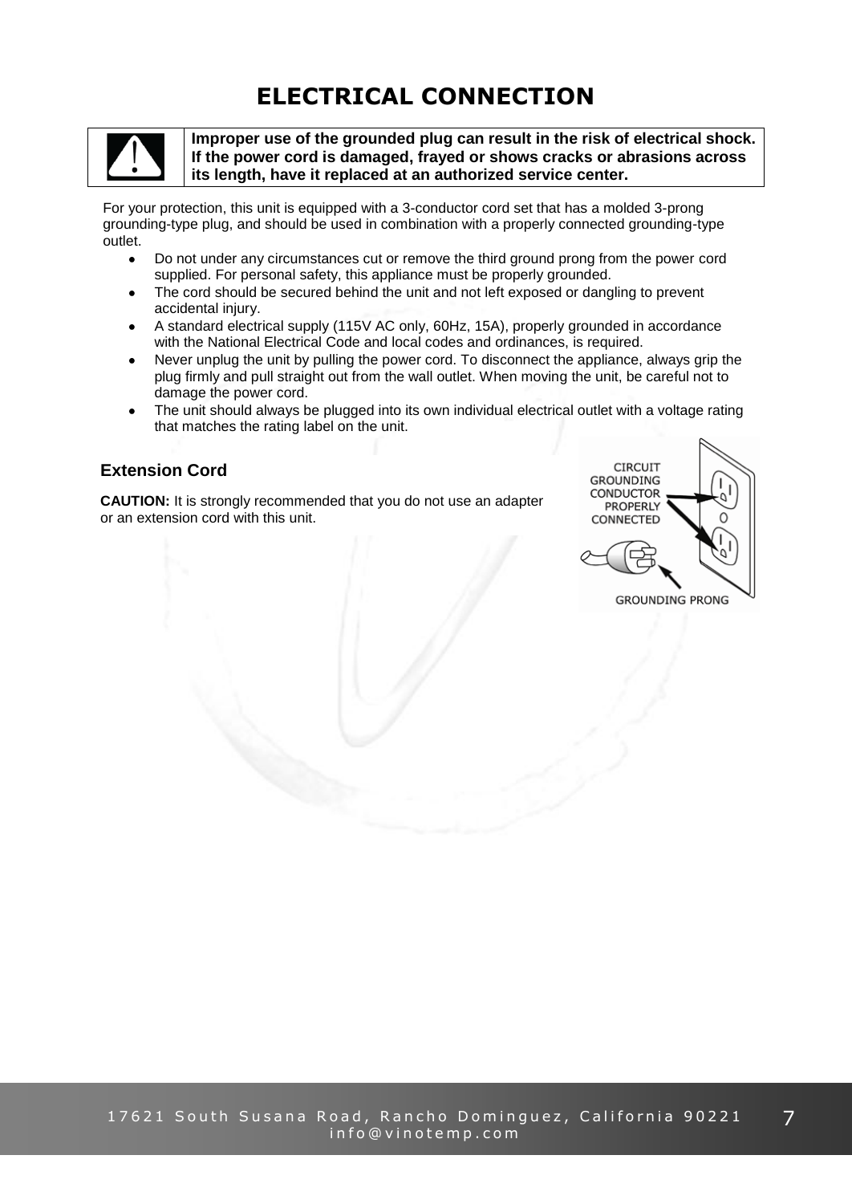# ELECTRICAL CONNECTION

**Improper use of the grounded plug can result in the risk of electrical shock. If the power cord is damaged, frayed or shows cracks or abrasions across its length, have it replaced at an authorized service center.**

For your protection, this unit is equipped with a 3-conductor cord set that has a molded 3-prong grounding-type plug, and should be used in combination with a properly connected grounding-type outlet.

- Do not under any circumstances cut or remove the third ground prong from the power cord supplied. For personal safety, this appliance must be properly grounded.
- The cord should be secured behind the unit and not left exposed or dangling to prevent accidental injury.
- A standard electrical supply (115V AC only, 60Hz, 15A), properly grounded in accordance with the National Electrical Code and local codes and ordinances, is required.
- Never unplug the unit by pulling the power cord. To disconnect the appliance, always grip the plug firmly and pull straight out from the wall outlet. When moving the unit, be careful not to damage the power cord.
- The unit should always be plugged into its own individual electrical outlet with a voltage rating that matches the rating label on the unit.

## Extension Cord

**CAUTION:** It is strongly recommended that you do not use an adapter or an extension cord with this unit.

CIRCUIT GROUNDING CONDUCTOR PROPERLY CONNECTED

GROUNDING PRONG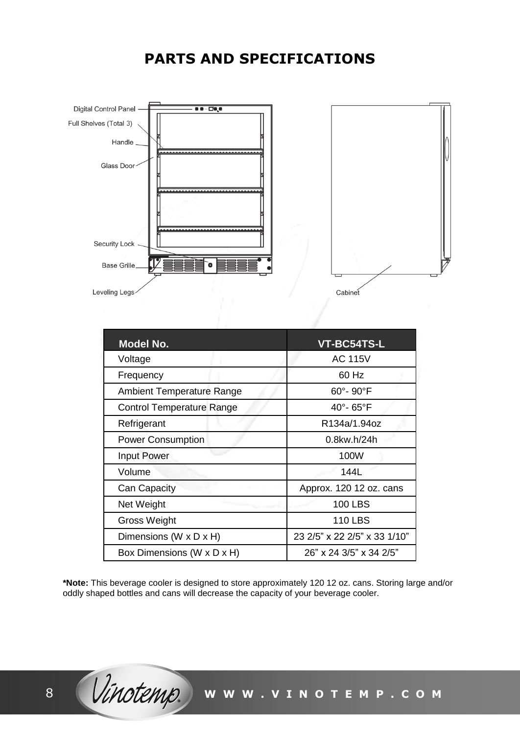# PARTS AND SPECIFICATIONS

Digital Control Panel

Full Shelves (Total 3)

Handle

Glass Door

Security Lock

Base Grille

Leveling Legs

Cabinet

| Model No. | VT-BC54TS-L |
|---|---|
| Voltage | AC 115V |
| Frequency | 60 Hz |
| Ambient Temperature Range | 60°- 90°F |
| Control Temperature Range | 40°- 65°F |
| Refrigerant | R134a/1.94oz |
| Power Consumption | 0.8kw.h/24h |
| Input Power | 100W |
| Volume | 144L |
| Can Capacity | Approx. 120 12 oz. cans |
| Net Weight | 100 LBS |
| Gross Weight | 110 LBS |
| Dimensions (W x D x H) | 23 2/5" x 22 2/5" x 33 1/10" |
| Box Dimensions (W x D x H) | 26" x 24 3/5" x 34 2/5" |

***Note:** This beverage cooler is designed to store approximately 120 12 oz. cans. Storing large and/or oddly shaped bottles and cans will decrease the capacity of your beverage cooler.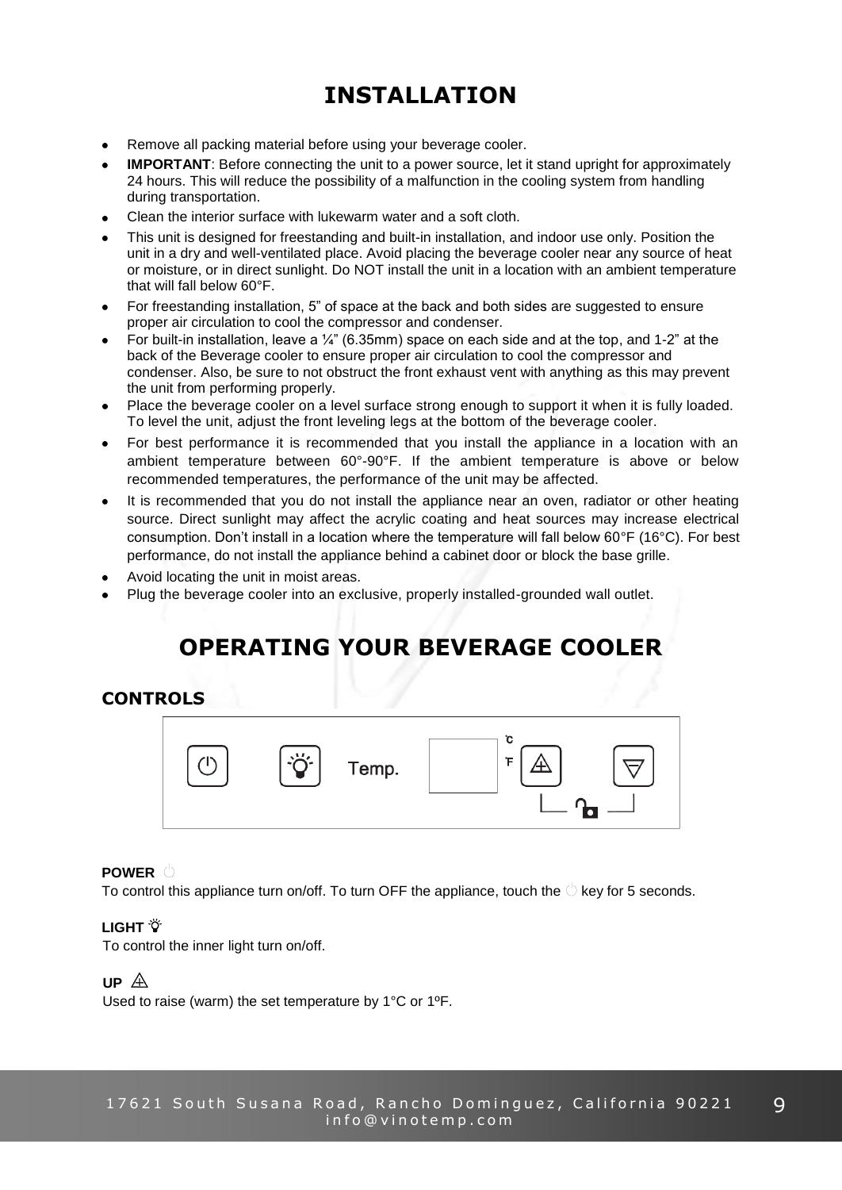# INSTALLATION

- Remove all packing material before using your beverage cooler.
- **IMPORTANT**: Before connecting the unit to a power source, let it stand upright for approximately 24 hours. This will reduce the possibility of a malfunction in the cooling system from handling during transportation.
- Clean the interior surface with lukewarm water and a soft cloth.
- This unit is designed for freestanding and built-in installation, and indoor use only. Position the unit in a dry and well-ventilated place. Avoid placing the beverage cooler near any source of heat or moisture, or in direct sunlight. Do NOT install the unit in a location with an ambient temperature that will fall below 60°F.
- For freestanding installation, 5" of space at the back and both sides are suggested to ensure proper air circulation to cool the compressor and condenser.
- For built-in installation, leave a ¼" (6.35mm) space on each side and at the top, and 1-2" at the back of the Beverage cooler to ensure proper air circulation to cool the compressor and condenser. Also, be sure to not obstruct the front exhaust vent with anything as this may prevent the unit from performing properly.
- Place the beverage cooler on a level surface strong enough to support it when it is fully loaded. To level the unit, adjust the front leveling legs at the bottom of the beverage cooler.
- For best performance it is recommended that you install the appliance in a location with an ambient temperature between 60°-90°F. If the ambient temperature is above or below recommended temperatures, the performance of the unit may be affected.
- It is recommended that you do not install the appliance near an oven, radiator or other heating source. Direct sunlight may affect the acrylic coating and heat sources may increase electrical consumption. Don't install in a location where the temperature will fall below 60°F (16°C). For best performance, do not install the appliance behind a cabinet door or block the base grille.
- Avoid locating the unit in moist areas.
- Plug the beverage cooler into an exclusive, properly installed-grounded wall outlet.

# OPERATING YOUR BEVERAGE COOLER

## CONTROLS

Temp. °C °F

**POWER**

To control this appliance turn on/off. To turn OFF the appliance, touch the key for 5 seconds.

**LIGHT**

To control the inner light turn on/off.

**UP**

Used to raise (warm) the set temperature by 1°C or 1ºF.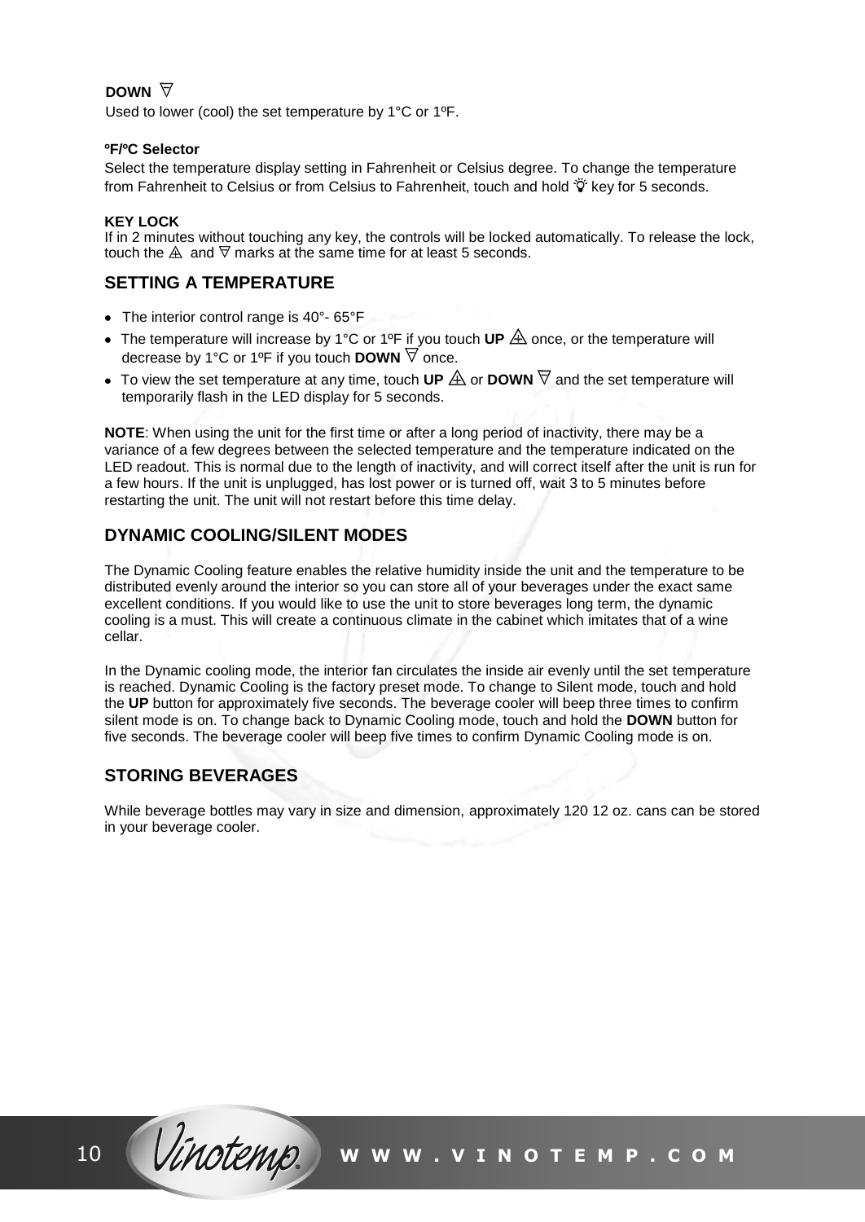**DOWN** ▽

Used to lower (cool) the set temperature by 1°C or 1ºF.

**ºF/ºC Selector**

Select the temperature display setting in Fahrenheit or Celsius degree. To change the temperature from Fahrenheit to Celsius or from Celsius to Fahrenheit, touch and hold ☼ key for 5 seconds.

**KEY LOCK**

If in 2 minutes without touching any key, the controls will be locked automatically. To release the lock, touch the ⚠ and ▽ marks at the same time for at least 5 seconds.

## SETTING A TEMPERATURE

- The interior control range is 40°- 65°F
- The temperature will increase by 1°C or 1ºF if you touch **UP** ⚠ once, or the temperature will decrease by 1°C or 1ºF if you touch **DOWN** ▽ once.
- To view the set temperature at any time, touch **UP** ⚠ or **DOWN** ▽ and the set temperature will temporarily flash in the LED display for 5 seconds.

**NOTE**: When using the unit for the first time or after a long period of inactivity, there may be a variance of a few degrees between the selected temperature and the temperature indicated on the LED readout. This is normal due to the length of inactivity, and will correct itself after the unit is run for a few hours. If the unit is unplugged, has lost power or is turned off, wait 3 to 5 minutes before restarting the unit. The unit will not restart before this time delay.

## DYNAMIC COOLING/SILENT MODES

The Dynamic Cooling feature enables the relative humidity inside the unit and the temperature to be distributed evenly around the interior so you can store all of your beverages under the exact same excellent conditions. If you would like to use the unit to store beverages long term, the dynamic cooling is a must. This will create a continuous climate in the cabinet which imitates that of a wine cellar.

In the Dynamic cooling mode, the interior fan circulates the inside air evenly until the set temperature is reached. Dynamic Cooling is the factory preset mode. To change to Silent mode, touch and hold the **UP** button for approximately five seconds. The beverage cooler will beep three times to confirm silent mode is on. To change back to Dynamic Cooling mode, touch and hold the **DOWN** button for five seconds. The beverage cooler will beep five times to confirm Dynamic Cooling mode is on.

## STORING BEVERAGES

While beverage bottles may vary in size and dimension, approximately 120 12 oz. cans can be stored in your beverage cooler.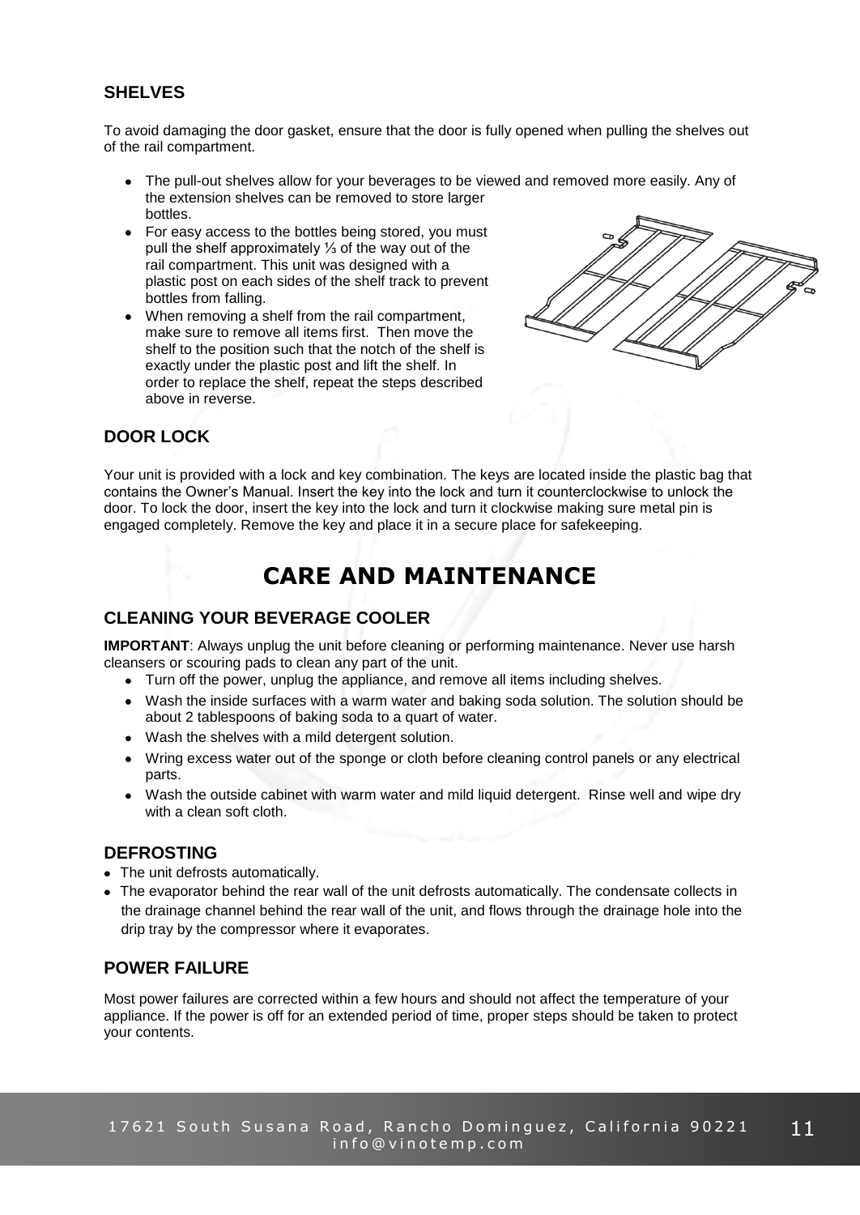## SHELVES

To avoid damaging the door gasket, ensure that the door is fully opened when pulling the shelves out of the rail compartment.

- The pull-out shelves allow for your beverages to be viewed and removed more easily. Any of the extension shelves can be removed to store larger bottles.
- For easy access to the bottles being stored, you must pull the shelf approximately ⅓ of the way out of the rail compartment. This unit was designed with a plastic post on each sides of the shelf track to prevent bottles from falling.
- When removing a shelf from the rail compartment, make sure to remove all items first. Then move the shelf to the position such that the notch of the shelf is exactly under the plastic post and lift the shelf. In order to replace the shelf, repeat the steps described above in reverse.

## DOOR LOCK

Your unit is provided with a lock and key combination. The keys are located inside the plastic bag that contains the Owner's Manual. Insert the key into the lock and turn it counterclockwise to unlock the door. To lock the door, insert the key into the lock and turn it clockwise making sure metal pin is engaged completely. Remove the key and place it in a secure place for safekeeping.

# CARE AND MAINTENANCE

## CLEANING YOUR BEVERAGE COOLER

**IMPORTANT**: Always unplug the unit before cleaning or performing maintenance. Never use harsh cleansers or scouring pads to clean any part of the unit.

- Turn off the power, unplug the appliance, and remove all items including shelves.
- Wash the inside surfaces with a warm water and baking soda solution. The solution should be about 2 tablespoons of baking soda to a quart of water.
- Wash the shelves with a mild detergent solution.
- Wring excess water out of the sponge or cloth before cleaning control panels or any electrical parts.
- Wash the outside cabinet with warm water and mild liquid detergent. Rinse well and wipe dry with a clean soft cloth.

## DEFROSTING

- The unit defrosts automatically.
- The evaporator behind the rear wall of the unit defrosts automatically. The condensate collects in the drainage channel behind the rear wall of the unit, and flows through the drainage hole into the drip tray by the compressor where it evaporates.

## POWER FAILURE

Most power failures are corrected within a few hours and should not affect the temperature of your appliance. If the power is off for an extended period of time, proper steps should be taken to protect your contents.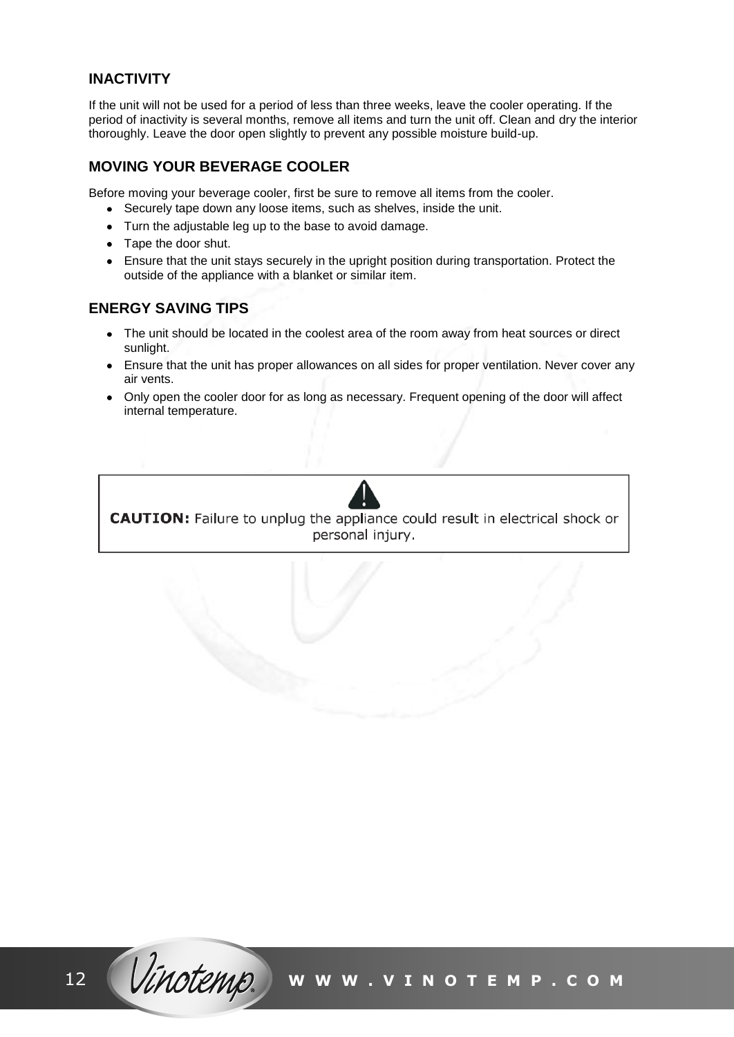## INACTIVITY

If the unit will not be used for a period of less than three weeks, leave the cooler operating. If the period of inactivity is several months, remove all items and turn the unit off. Clean and dry the interior thoroughly. Leave the door open slightly to prevent any possible moisture build-up.

## MOVING YOUR BEVERAGE COOLER

Before moving your beverage cooler, first be sure to remove all items from the cooler.

- Securely tape down any loose items, such as shelves, inside the unit.
- Turn the adjustable leg up to the base to avoid damage.
- Tape the door shut.
- Ensure that the unit stays securely in the upright position during transportation. Protect the outside of the appliance with a blanket or similar item.

## ENERGY SAVING TIPS

- The unit should be located in the coolest area of the room away from heat sources or direct sunlight.
- Ensure that the unit has proper allowances on all sides for proper ventilation. Never cover any air vents.
- Only open the cooler door for as long as necessary. Frequent opening of the door will affect internal temperature.

**CAUTION:** Failure to unplug the appliance could result in electrical shock or personal injury.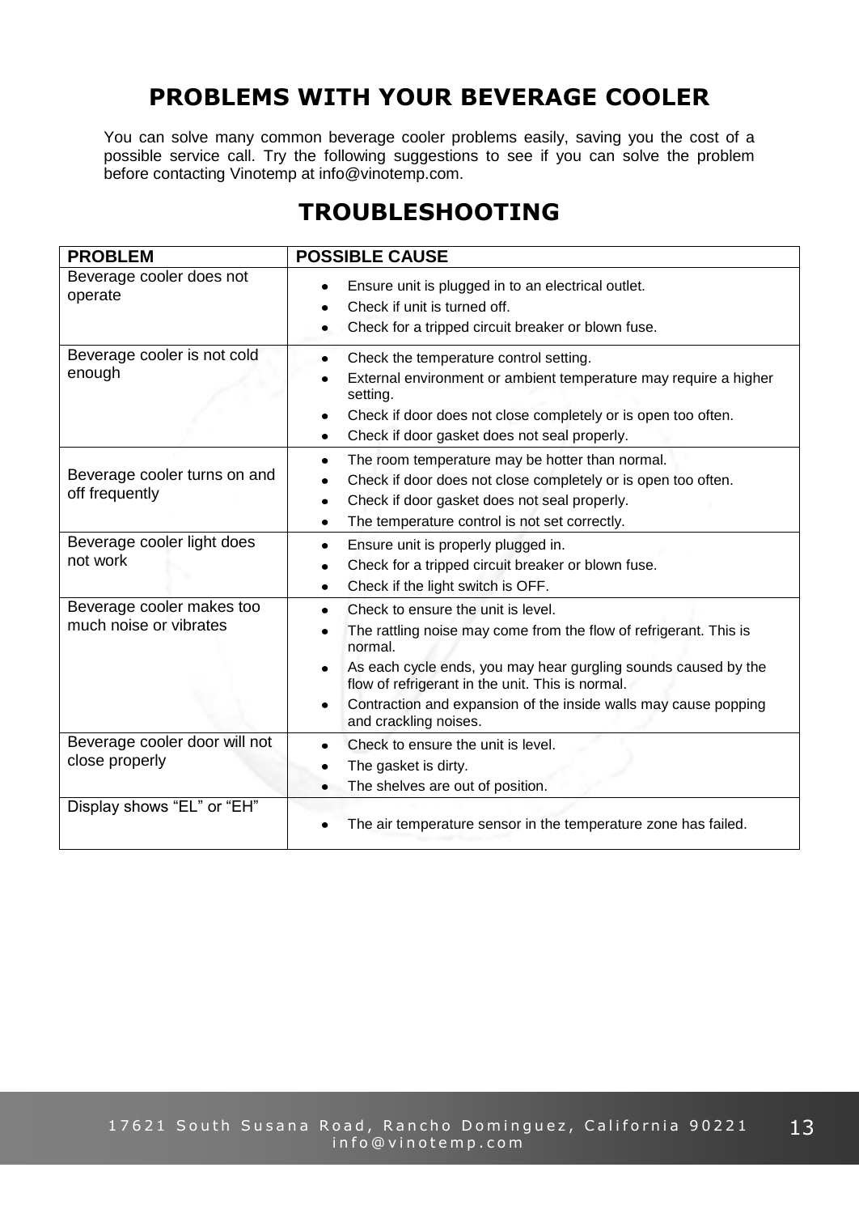# PROBLEMS WITH YOUR BEVERAGE COOLER

You can solve many common beverage cooler problems easily, saving you the cost of a possible service call. Try the following suggestions to see if you can solve the problem before contacting Vinotemp at info@vinotemp.com.

## TROUBLESHOOTING

| PROBLEM | POSSIBLE CAUSE |
|---|---|
| Beverage cooler does not operate | • Ensure unit is plugged in to an electrical outlet.<br>• Check if unit is turned off.<br>• Check for a tripped circuit breaker or blown fuse. |
| Beverage cooler is not cold enough | • Check the temperature control setting.<br>• External environment or ambient temperature may require a higher setting.<br>• Check if door does not close completely or is open too often.<br>• Check if door gasket does not seal properly. |
| Beverage cooler turns on and off frequently | • The room temperature may be hotter than normal.<br>• Check if door does not close completely or is open too often.<br>• Check if door gasket does not seal properly.<br>• The temperature control is not set correctly. |
| Beverage cooler light does not work | • Ensure unit is properly plugged in.<br>• Check for a tripped circuit breaker or blown fuse.<br>• Check if the light switch is OFF. |
| Beverage cooler makes too much noise or vibrates | • Check to ensure the unit is level.<br>• The rattling noise may come from the flow of refrigerant. This is normal.<br>• As each cycle ends, you may hear gurgling sounds caused by the flow of refrigerant in the unit. This is normal.<br>• Contraction and expansion of the inside walls may cause popping and crackling noises. |
| Beverage cooler door will not close properly | • Check to ensure the unit is level.<br>• The gasket is dirty.<br>• The shelves are out of position. |
| Display shows “EL” or “EH” | • The air temperature sensor in the temperature zone has failed. |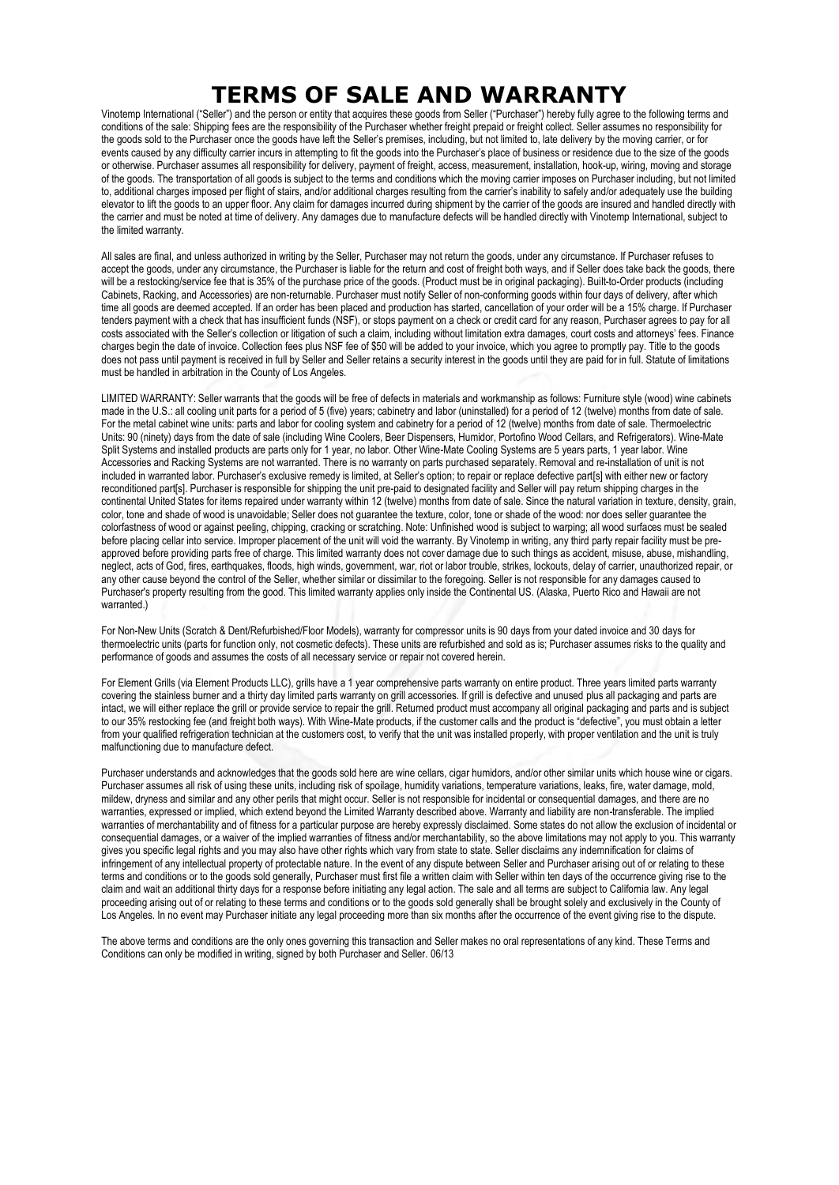# TERMS OF SALE AND WARRANTY

Vinotemp International ("Seller") and the person or entity that acquires these goods from Seller ("Purchaser") hereby fully agree to the following terms and conditions of the sale: Shipping fees are the responsibility of the Purchaser whether freight prepaid or freight collect. Seller assumes no responsibility for the goods sold to the Purchaser once the goods have left the Seller's premises, including, but not limited to, late delivery by the moving carrier, or for events caused by any difficulty carrier incurs in attempting to fit the goods into the Purchaser's place of business or residence due to the size of the goods or otherwise. Purchaser assumes all responsibility for delivery, payment of freight, access, measurement, installation, hook-up, wiring, moving and storage of the goods. The transportation of all goods is subject to the terms and conditions which the moving carrier imposes on Purchaser including, but not limited to, additional charges imposed per flight of stairs, and/or additional charges resulting from the carrier's inability to safely and/or adequately use the building elevator to lift the goods to an upper floor. Any claim for damages incurred during shipment by the carrier of the goods are insured and handled directly with the carrier and must be noted at time of delivery. Any damages due to manufacture defects will be handled directly with Vinotemp International, subject to the limited warranty.

All sales are final, and unless authorized in writing by the Seller, Purchaser may not return the goods, under any circumstance. If Purchaser refuses to accept the goods, under any circumstance, the Purchaser is liable for the return and cost of freight both ways, and if Seller does take back the goods, there will be a restocking/service fee that is 35% of the purchase price of the goods. (Product must be in original packaging). Built-to-Order products (including Cabinets, Racking, and Accessories) are non-returnable. Purchaser must notify Seller of non-conforming goods within four days of delivery, after which time all goods are deemed accepted. If an order has been placed and production has started, cancellation of your order will be a 15% charge. If Purchaser tenders payment with a check that has insufficient funds (NSF), or stops payment on a check or credit card for any reason, Purchaser agrees to pay for all costs associated with the Seller's collection or litigation of such a claim, including without limitation extra damages, court costs and attorneys' fees. Finance charges begin the date of invoice. Collection fees plus NSF fee of $50 will be added to your invoice, which you agree to promptly pay. Title to the goods does not pass until payment is received in full by Seller and Seller retains a security interest in the goods until they are paid for in full. Statute of limitations must be handled in arbitration in the County of Los Angeles.

LIMITED WARRANTY: Seller warrants that the goods will be free of defects in materials and workmanship as follows: Furniture style (wood) wine cabinets made in the U.S.: all cooling unit parts for a period of 5 (five) years; cabinetry and labor (uninstalled) for a period of 12 (twelve) months from date of sale. For the metal cabinet wine units: parts and labor for cooling system and cabinetry for a period of 12 (twelve) months from date of sale. Thermoelectric Units: 90 (ninety) days from the date of sale (including Wine Coolers, Beer Dispensers, Humidor, Portofino Wood Cellars, and Refrigerators). Wine-Mate Split Systems and installed products are parts only for 1 year, no labor. Other Wine-Mate Cooling Systems are 5 years parts, 1 year labor. Wine Accessories and Racking Systems are not warranted. There is no warranty on parts purchased separately. Removal and re-installation of unit is not included in warranted labor. Purchaser's exclusive remedy is limited, at Seller's option; to repair or replace defective part[s] with either new or factory reconditioned part[s]. Purchaser is responsible for shipping the unit pre-paid to designated facility and Seller will pay return shipping charges in the continental United States for items repaired under warranty within 12 (twelve) months from date of sale. Since the natural variation in texture, density, grain, color, tone and shade of wood is unavoidable; Seller does not guarantee the texture, color, tone or shade of the wood: nor does seller guarantee the colorfastness of wood or against peeling, chipping, cracking or scratching. Note: Unfinished wood is subject to warping; all wood surfaces must be sealed before placing cellar into service. Improper placement of the unit will void the warranty. By Vinotemp in writing, any third party repair facility must be pre-approved before providing parts free of charge. This limited warranty does not cover damage due to such things as accident, misuse, abuse, mishandling, neglect, acts of God, fires, earthquakes, floods, high winds, government, war, riot or labor trouble, strikes, lockouts, delay of carrier, unauthorized repair, or any other cause beyond the control of the Seller, whether similar or dissimilar to the foregoing. Seller is not responsible for any damages caused to Purchaser's property resulting from the good. This limited warranty applies only inside the Continental US. (Alaska, Puerto Rico and Hawaii are not warranted.)

For Non-New Units (Scratch & Dent/Refurbished/Floor Models), warranty for compressor units is 90 days from your dated invoice and 30 days for thermoelectric units (parts for function only, not cosmetic defects). These units are refurbished and sold as is; Purchaser assumes risks to the quality and performance of goods and assumes the costs of all necessary service or repair not covered herein.

For Element Grills (via Element Products LLC), grills have a 1 year comprehensive parts warranty on entire product. Three years limited parts warranty covering the stainless burner and a thirty day limited parts warranty on grill accessories. If grill is defective and unused plus all packaging and parts are intact, we will either replace the grill or provide service to repair the grill. Returned product must accompany all original packaging and parts and is subject to our 35% restocking fee (and freight both ways). With Wine-Mate products, if the customer calls and the product is "defective", you must obtain a letter from your qualified refrigeration technician at the customers cost, to verify that the unit was installed properly, with proper ventilation and the unit is truly malfunctioning due to manufacture defect.

Purchaser understands and acknowledges that the goods sold here are wine cellars, cigar humidors, and/or other similar units which house wine or cigars. Purchaser assumes all risk of using these units, including risk of spoilage, humidity variations, temperature variations, leaks, fire, water damage, mold, mildew, dryness and similar and any other perils that might occur. Seller is not responsible for incidental or consequential damages, and there are no warranties, expressed or implied, which extend beyond the Limited Warranty described above. Warranty and liability are non-transferable. The implied warranties of merchantability and of fitness for a particular purpose are hereby expressly disclaimed. Some states do not allow the exclusion of incidental or consequential damages, or a waiver of the implied warranties of fitness and/or merchantability, so the above limitations may not apply to you. This warranty gives you specific legal rights and you may also have other rights which vary from state to state. Seller disclaims any indemnification for claims of infringement of any intellectual property of protectable nature. In the event of any dispute between Seller and Purchaser arising out of or relating to these terms and conditions or to the goods sold generally, Purchaser must first file a written claim with Seller within ten days of the occurrence giving rise to the claim and wait an additional thirty days for a response before initiating any legal action. The sale and all terms are subject to California law. Any legal proceeding arising out of or relating to these terms and conditions or to the goods sold generally shall be brought solely and exclusively in the County of Los Angeles. In no event may Purchaser initiate any legal proceeding more than six months after the occurrence of the event giving rise to the dispute.

The above terms and conditions are the only ones governing this transaction and Seller makes no oral representations of any kind. These Terms and Conditions can only be modified in writing, signed by both Purchaser and Seller. 06/13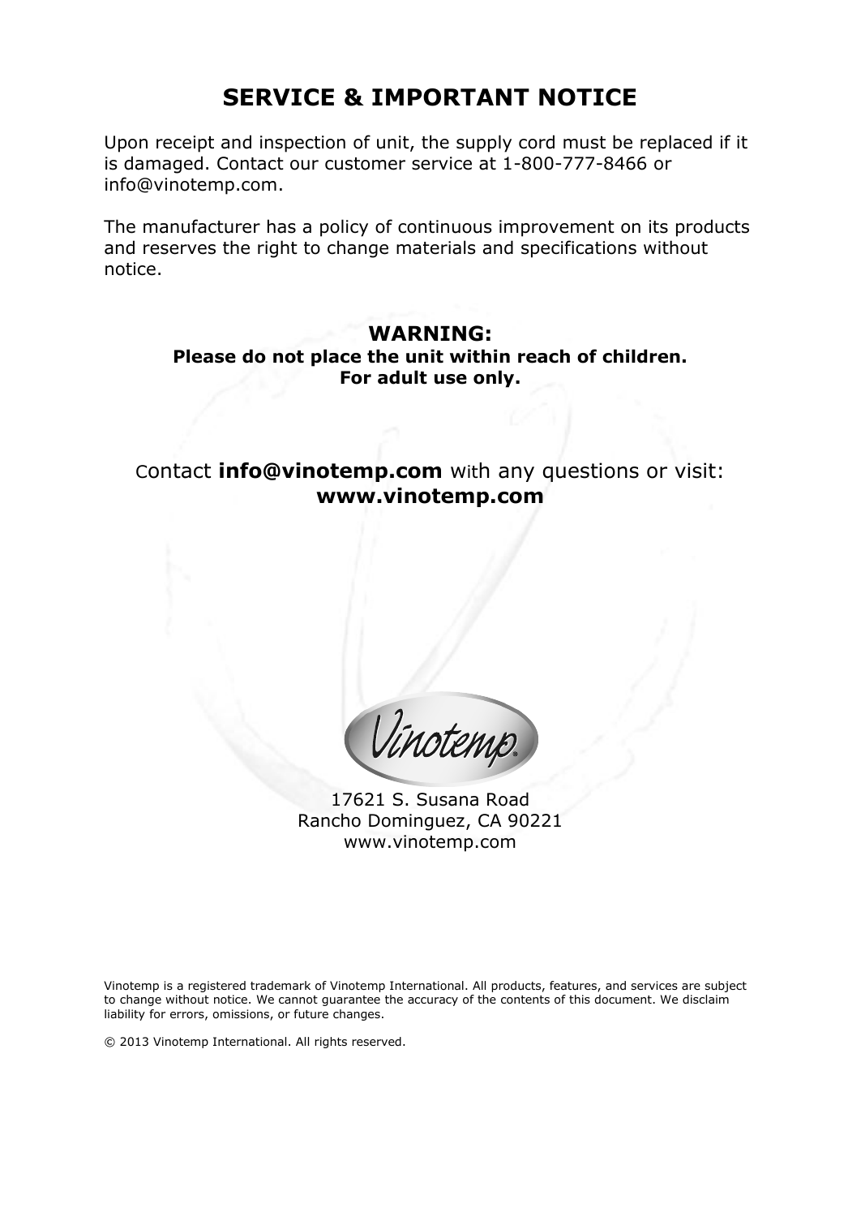# SERVICE & IMPORTANT NOTICE

Upon receipt and inspection of unit, the supply cord must be replaced if it is damaged. Contact our customer service at 1-800-777-8466 or info@vinotemp.com.

The manufacturer has a policy of continuous improvement on its products and reserves the right to change materials and specifications without notice.

**WARNING:**
**Please do not place the unit within reach of children.**
**For adult use only.**

Contact **info@vinotemp.com** with any questions or visit:
**www.vinotemp.com**

17621 S. Susana Road
Rancho Dominguez, CA 90221
www.vinotemp.com

Vinotemp is a registered trademark of Vinotemp International. All products, features, and services are subject to change without notice. We cannot guarantee the accuracy of the contents of this document. We disclaim liability for errors, omissions, or future changes.

© 2013 Vinotemp International. All rights reserved.